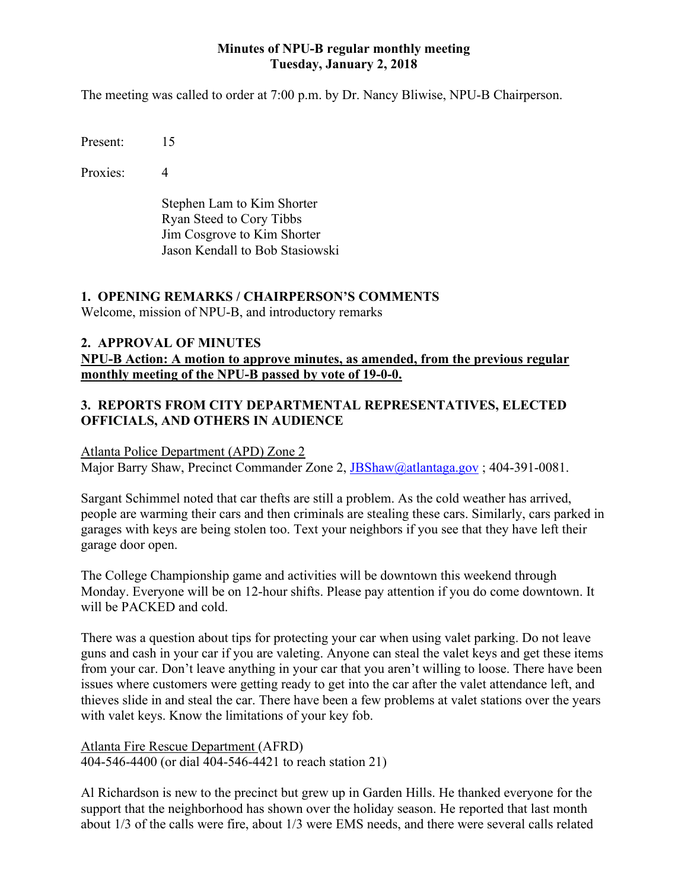**Minutes of NPU-B regular monthly meeting**
**Tuesday, January 2, 2018**

The meeting was called to order at 7:00 p.m. by Dr. Nancy Bliwise, NPU-B Chairperson.

Present: 15

Proxies: 4

Stephen Lam to Kim Shorter
Ryan Steed to Cory Tibbs
Jim Cosgrove to Kim Shorter
Jason Kendall to Bob Stasiowski

## 1. OPENING REMARKS / CHAIRPERSON'S COMMENTS

Welcome, mission of NPU-B, and introductory remarks

## 2. APPROVAL OF MINUTES

**NPU-B Action: A motion to approve minutes, as amended, from the previous regular monthly meeting of the NPU-B passed by vote of 19-0-0.**

## 3. REPORTS FROM CITY DEPARTMENTAL REPRESENTATIVES, ELECTED OFFICIALS, AND OTHERS IN AUDIENCE

Atlanta Police Department (APD) Zone 2
Major Barry Shaw, Precinct Commander Zone 2, JBShaw@atlantaga.gov ; 404-391-0081.

Sargant Schimmel noted that car thefts are still a problem. As the cold weather has arrived, people are warming their cars and then criminals are stealing these cars. Similarly, cars parked in garages with keys are being stolen too. Text your neighbors if you see that they have left their garage door open.

The College Championship game and activities will be downtown this weekend through Monday. Everyone will be on 12-hour shifts. Please pay attention if you do come downtown. It will be PACKED and cold.

There was a question about tips for protecting your car when using valet parking. Do not leave guns and cash in your car if you are valeting. Anyone can steal the valet keys and get these items from your car. Don't leave anything in your car that you aren't willing to loose. There have been issues where customers were getting ready to get into the car after the valet attendance left, and thieves slide in and steal the car. There have been a few problems at valet stations over the years with valet keys. Know the limitations of your key fob.

Atlanta Fire Rescue Department (AFRD)
404-546-4400 (or dial 404-546-4421 to reach station 21)

Al Richardson is new to the precinct but grew up in Garden Hills. He thanked everyone for the support that the neighborhood has shown over the holiday season. He reported that last month about 1/3 of the calls were fire, about 1/3 were EMS needs, and there were several calls related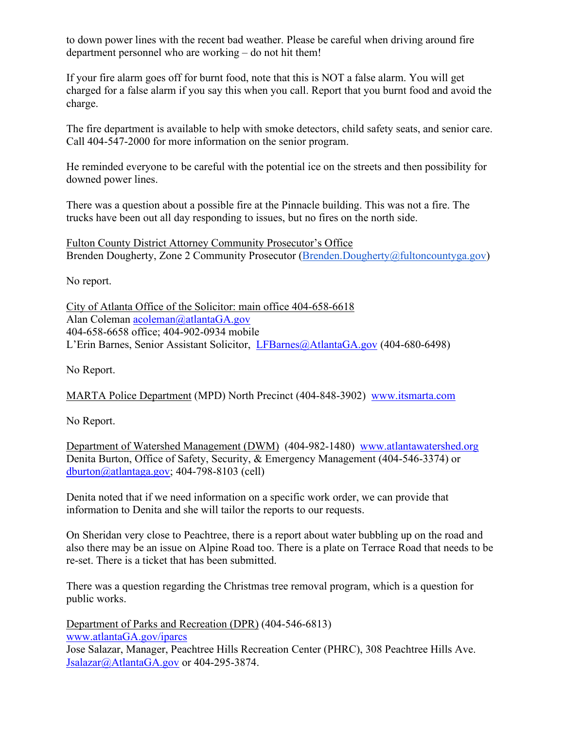to down power lines with the recent bad weather. Please be careful when driving around fire department personnel who are working – do not hit them!

If your fire alarm goes off for burnt food, note that this is NOT a false alarm. You will get charged for a false alarm if you say this when you call. Report that you burnt food and avoid the charge.

The fire department is available to help with smoke detectors, child safety seats, and senior care. Call 404-547-2000 for more information on the senior program.

He reminded everyone to be careful with the potential ice on the streets and then possibility for downed power lines.

There was a question about a possible fire at the Pinnacle building. This was not a fire. The trucks have been out all day responding to issues, but no fires on the north side.

Fulton County District Attorney Community Prosecutor's Office
Brenden Dougherty, Zone 2 Community Prosecutor (Brenden.Dougherty@fultoncountyga.gov)

No report.

City of Atlanta Office of the Solicitor: main office 404-658-6618
Alan Coleman acoleman@atlantaGA.gov
404-658-6658 office; 404-902-0934 mobile
L'Erin Barnes, Senior Assistant Solicitor, LFBarnes@AtlantaGA.gov (404-680-6498)

No Report.

MARTA Police Department (MPD) North Precinct (404-848-3902) www.itsmarta.com

No Report.

Department of Watershed Management (DWM) (404-982-1480) www.atlantawatershed.org
Denita Burton, Office of Safety, Security, & Emergency Management (404-546-3374) or dburton@atlantaga.gov; 404-798-8103 (cell)

Denita noted that if we need information on a specific work order, we can provide that information to Denita and she will tailor the reports to our requests.

On Sheridan very close to Peachtree, there is a report about water bubbling up on the road and also there may be an issue on Alpine Road too. There is a plate on Terrace Road that needs to be re-set. There is a ticket that has been submitted.

There was a question regarding the Christmas tree removal program, which is a question for public works.

Department of Parks and Recreation (DPR) (404-546-6813)
www.atlantaGA.gov/iparcs
Jose Salazar, Manager, Peachtree Hills Recreation Center (PHRC), 308 Peachtree Hills Ave.
Jsalazar@AtlantaGA.gov or 404-295-3874.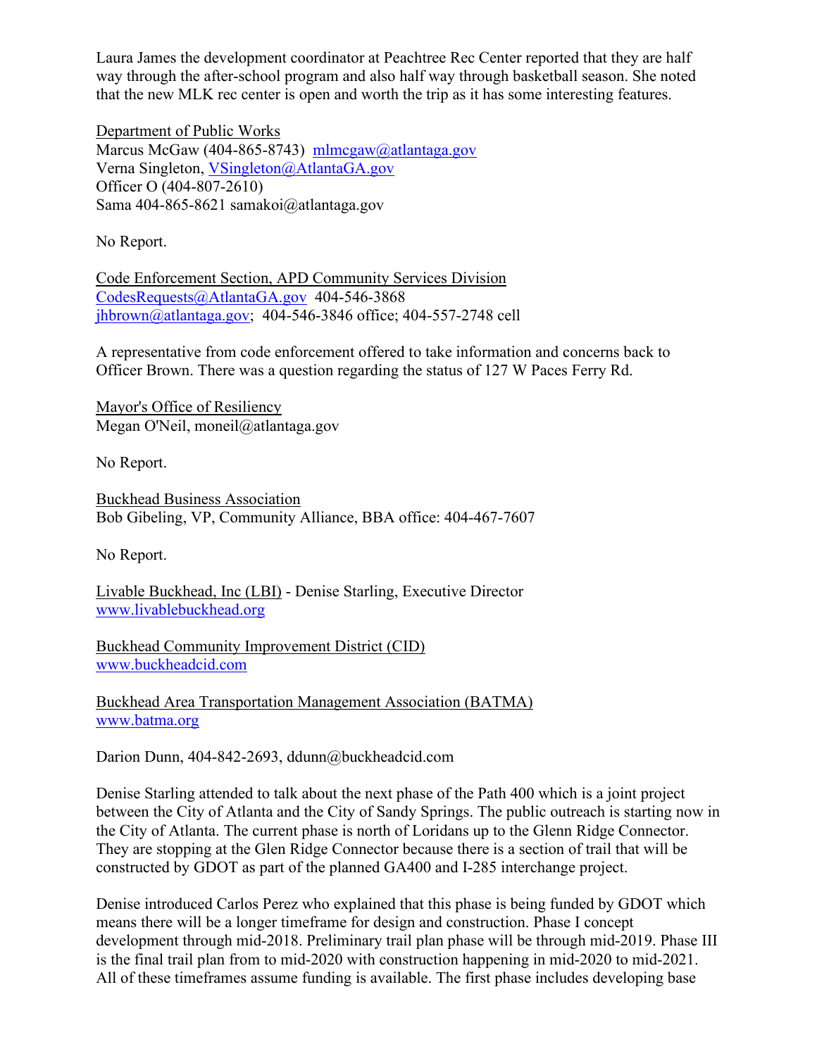Laura James the development coordinator at Peachtree Rec Center reported that they are half way through the after-school program and also half way through basketball season. She noted that the new MLK rec center is open and worth the trip as it has some interesting features.

Department of Public Works
Marcus McGaw (404-865-8743) mlmcgaw@atlantaga.gov
Verna Singleton, VSingleton@AtlantaGA.gov
Officer O (404-807-2610)
Sama 404-865-8621 samakoi@atlantaga.gov

No Report.

Code Enforcement Section, APD Community Services Division
CodesRequests@AtlantaGA.gov 404-546-3868
jhbrown@atlantaga.gov; 404-546-3846 office; 404-557-2748 cell

A representative from code enforcement offered to take information and concerns back to Officer Brown. There was a question regarding the status of 127 W Paces Ferry Rd.

Mayor's Office of Resiliency
Megan O'Neil, moneil@atlantaga.gov

No Report.

Buckhead Business Association
Bob Gibeling, VP, Community Alliance, BBA office: 404-467-7607

No Report.

Livable Buckhead, Inc (LBI) - Denise Starling, Executive Director
www.livablebuckhead.org

Buckhead Community Improvement District (CID)
www.buckheadcid.com

Buckhead Area Transportation Management Association (BATMA)
www.batma.org

Darion Dunn, 404-842-2693, ddunn@buckheadcid.com

Denise Starling attended to talk about the next phase of the Path 400 which is a joint project between the City of Atlanta and the City of Sandy Springs. The public outreach is starting now in the City of Atlanta. The current phase is north of Loridans up to the Glenn Ridge Connector. They are stopping at the Glen Ridge Connector because there is a section of trail that will be constructed by GDOT as part of the planned GA400 and I-285 interchange project.

Denise introduced Carlos Perez who explained that this phase is being funded by GDOT which means there will be a longer timeframe for design and construction. Phase I concept development through mid-2018. Preliminary trail plan phase will be through mid-2019. Phase III is the final trail plan from to mid-2020 with construction happening in mid-2020 to mid-2021. All of these timeframes assume funding is available. The first phase includes developing base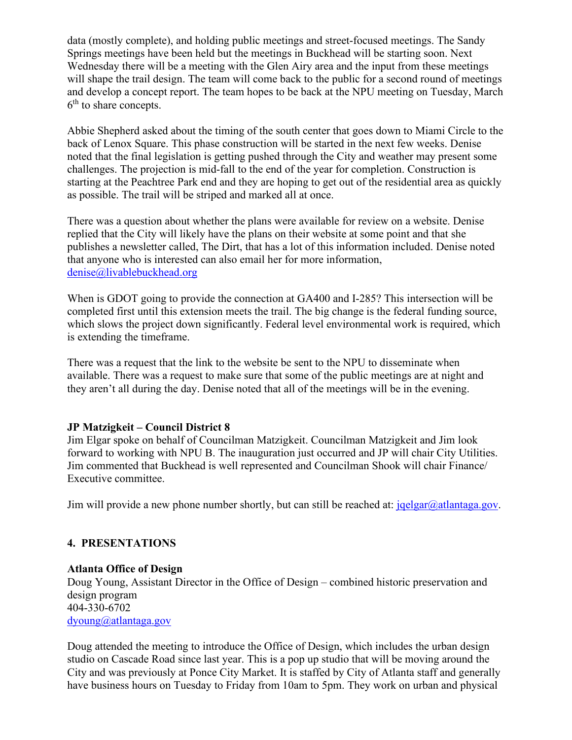data (mostly complete), and holding public meetings and street-focused meetings. The Sandy Springs meetings have been held but the meetings in Buckhead will be starting soon. Next Wednesday there will be a meeting with the Glen Airy area and the input from these meetings will shape the trail design. The team will come back to the public for a second round of meetings and develop a concept report. The team hopes to be back at the NPU meeting on Tuesday, March 6th to share concepts.

Abbie Shepherd asked about the timing of the south center that goes down to Miami Circle to the back of Lenox Square. This phase construction will be started in the next few weeks. Denise noted that the final legislation is getting pushed through the City and weather may present some challenges. The projection is mid-fall to the end of the year for completion. Construction is starting at the Peachtree Park end and they are hoping to get out of the residential area as quickly as possible. The trail will be striped and marked all at once.

There was a question about whether the plans were available for review on a website. Denise replied that the City will likely have the plans on their website at some point and that she publishes a newsletter called, The Dirt, that has a lot of this information included. Denise noted that anyone who is interested can also email her for more information, denise@livablebuckhead.org

When is GDOT going to provide the connection at GA400 and I-285? This intersection will be completed first until this extension meets the trail. The big change is the federal funding source, which slows the project down significantly. Federal level environmental work is required, which is extending the timeframe.

There was a request that the link to the website be sent to the NPU to disseminate when available. There was a request to make sure that some of the public meetings are at night and they aren't all during the day. Denise noted that all of the meetings will be in the evening.

**JP Matzigkeit – Council District 8**

Jim Elgar spoke on behalf of Councilman Matzigkeit. Councilman Matzigkeit and Jim look forward to working with NPU B. The inauguration just occurred and JP will chair City Utilities. Jim commented that Buckhead is well represented and Councilman Shook will chair Finance/ Executive committee.

Jim will provide a new phone number shortly, but can still be reached at: jqelgar@atlantaga.gov.

## 4. PRESENTATIONS

**Atlanta Office of Design**

Doug Young, Assistant Director in the Office of Design – combined historic preservation and design program
404-330-6702
dyoung@atlantaga.gov

Doug attended the meeting to introduce the Office of Design, which includes the urban design studio on Cascade Road since last year. This is a pop up studio that will be moving around the City and was previously at Ponce City Market. It is staffed by City of Atlanta staff and generally have business hours on Tuesday to Friday from 10am to 5pm. They work on urban and physical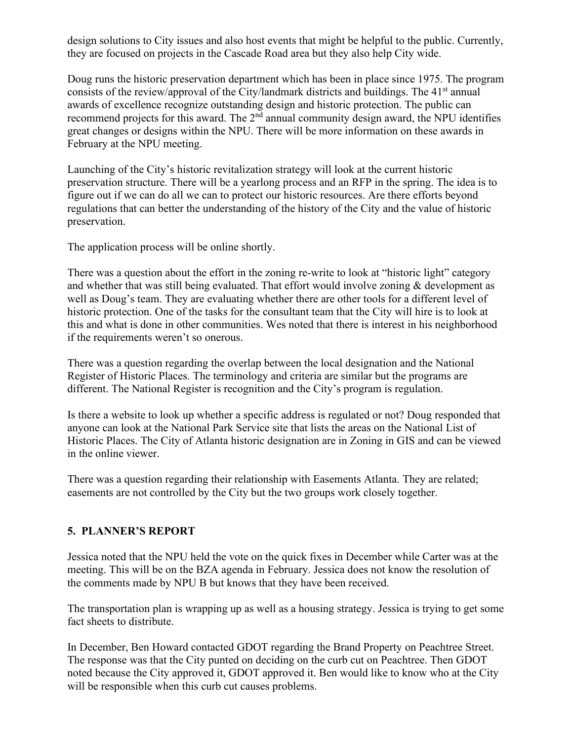design solutions to City issues and also host events that might be helpful to the public. Currently, they are focused on projects in the Cascade Road area but they also help City wide.

Doug runs the historic preservation department which has been in place since 1975. The program consists of the review/approval of the City/landmark districts and buildings. The 41st annual awards of excellence recognize outstanding design and historic protection. The public can recommend projects for this award. The 2nd annual community design award, the NPU identifies great changes or designs within the NPU. There will be more information on these awards in February at the NPU meeting.

Launching of the City's historic revitalization strategy will look at the current historic preservation structure. There will be a yearlong process and an RFP in the spring. The idea is to figure out if we can do all we can to protect our historic resources. Are there efforts beyond regulations that can better the understanding of the history of the City and the value of historic preservation.

The application process will be online shortly.

There was a question about the effort in the zoning re-write to look at "historic light" category and whether that was still being evaluated. That effort would involve zoning & development as well as Doug's team. They are evaluating whether there are other tools for a different level of historic protection. One of the tasks for the consultant team that the City will hire is to look at this and what is done in other communities. Wes noted that there is interest in his neighborhood if the requirements weren't so onerous.

There was a question regarding the overlap between the local designation and the National Register of Historic Places. The terminology and criteria are similar but the programs are different. The National Register is recognition and the City's program is regulation.

Is there a website to look up whether a specific address is regulated or not? Doug responded that anyone can look at the National Park Service site that lists the areas on the National List of Historic Places. The City of Atlanta historic designation are in Zoning in GIS and can be viewed in the online viewer.

There was a question regarding their relationship with Easements Atlanta. They are related; easements are not controlled by the City but the two groups work closely together.

## 5. PLANNER'S REPORT

Jessica noted that the NPU held the vote on the quick fixes in December while Carter was at the meeting. This will be on the BZA agenda in February. Jessica does not know the resolution of the comments made by NPU B but knows that they have been received.

The transportation plan is wrapping up as well as a housing strategy. Jessica is trying to get some fact sheets to distribute.

In December, Ben Howard contacted GDOT regarding the Brand Property on Peachtree Street. The response was that the City punted on deciding on the curb cut on Peachtree. Then GDOT noted because the City approved it, GDOT approved it. Ben would like to know who at the City will be responsible when this curb cut causes problems.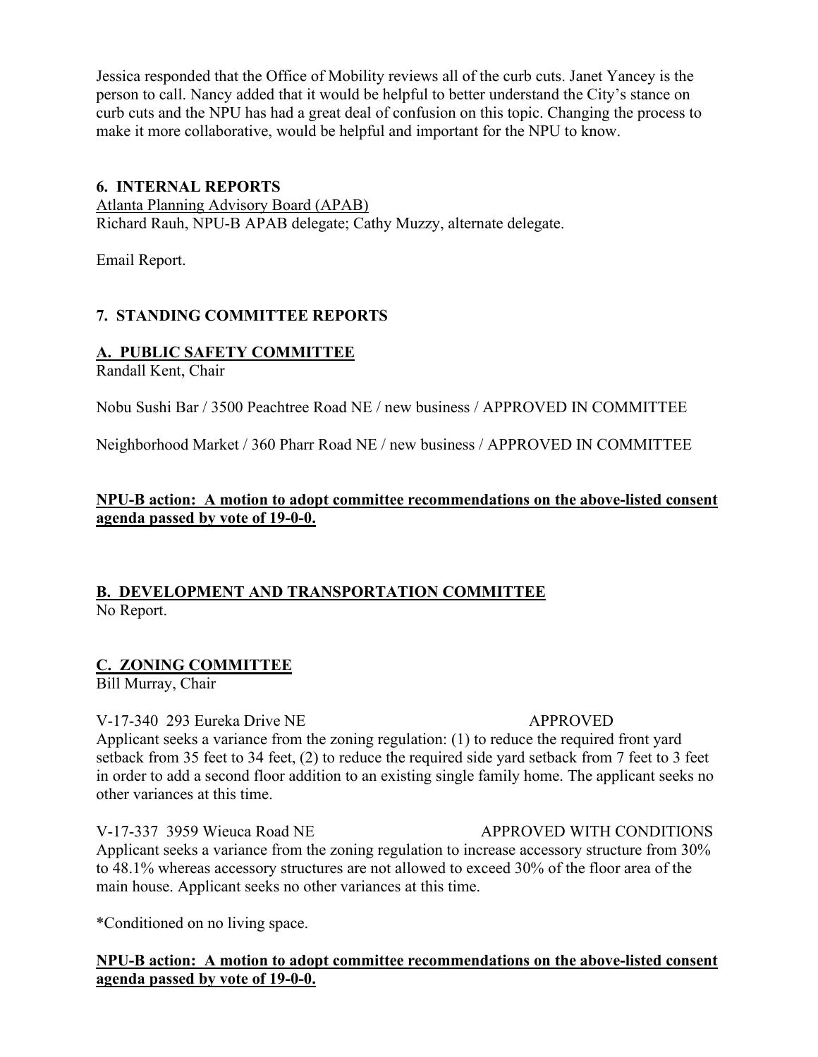Jessica responded that the Office of Mobility reviews all of the curb cuts. Janet Yancey is the person to call. Nancy added that it would be helpful to better understand the City's stance on curb cuts and the NPU has had a great deal of confusion on this topic. Changing the process to make it more collaborative, would be helpful and important for the NPU to know.

## 6. INTERNAL REPORTS

Atlanta Planning Advisory Board (APAB)
Richard Rauh, NPU-B APAB delegate; Cathy Muzzy, alternate delegate.

Email Report.

## 7. STANDING COMMITTEE REPORTS

### A. PUBLIC SAFETY COMMITTEE

Randall Kent, Chair

Nobu Sushi Bar / 3500 Peachtree Road NE / new business / APPROVED IN COMMITTEE

Neighborhood Market / 360 Pharr Road NE / new business / APPROVED IN COMMITTEE

**NPU-B action: A motion to adopt committee recommendations on the above-listed consent agenda passed by vote of 19-0-0.**

### B. DEVELOPMENT AND TRANSPORTATION COMMITTEE

No Report.

### C. ZONING COMMITTEE

Bill Murray, Chair

V-17-340 293 Eureka Drive NE APPROVED
Applicant seeks a variance from the zoning regulation: (1) to reduce the required front yard setback from 35 feet to 34 feet, (2) to reduce the required side yard setback from 7 feet to 3 feet in order to add a second floor addition to an existing single family home. The applicant seeks no other variances at this time.

V-17-337 3959 Wieuca Road NE APPROVED WITH CONDITIONS
Applicant seeks a variance from the zoning regulation to increase accessory structure from 30% to 48.1% whereas accessory structures are not allowed to exceed 30% of the floor area of the main house. Applicant seeks no other variances at this time.

*Conditioned on no living space.

**NPU-B action: A motion to adopt committee recommendations on the above-listed consent agenda passed by vote of 19-0-0.**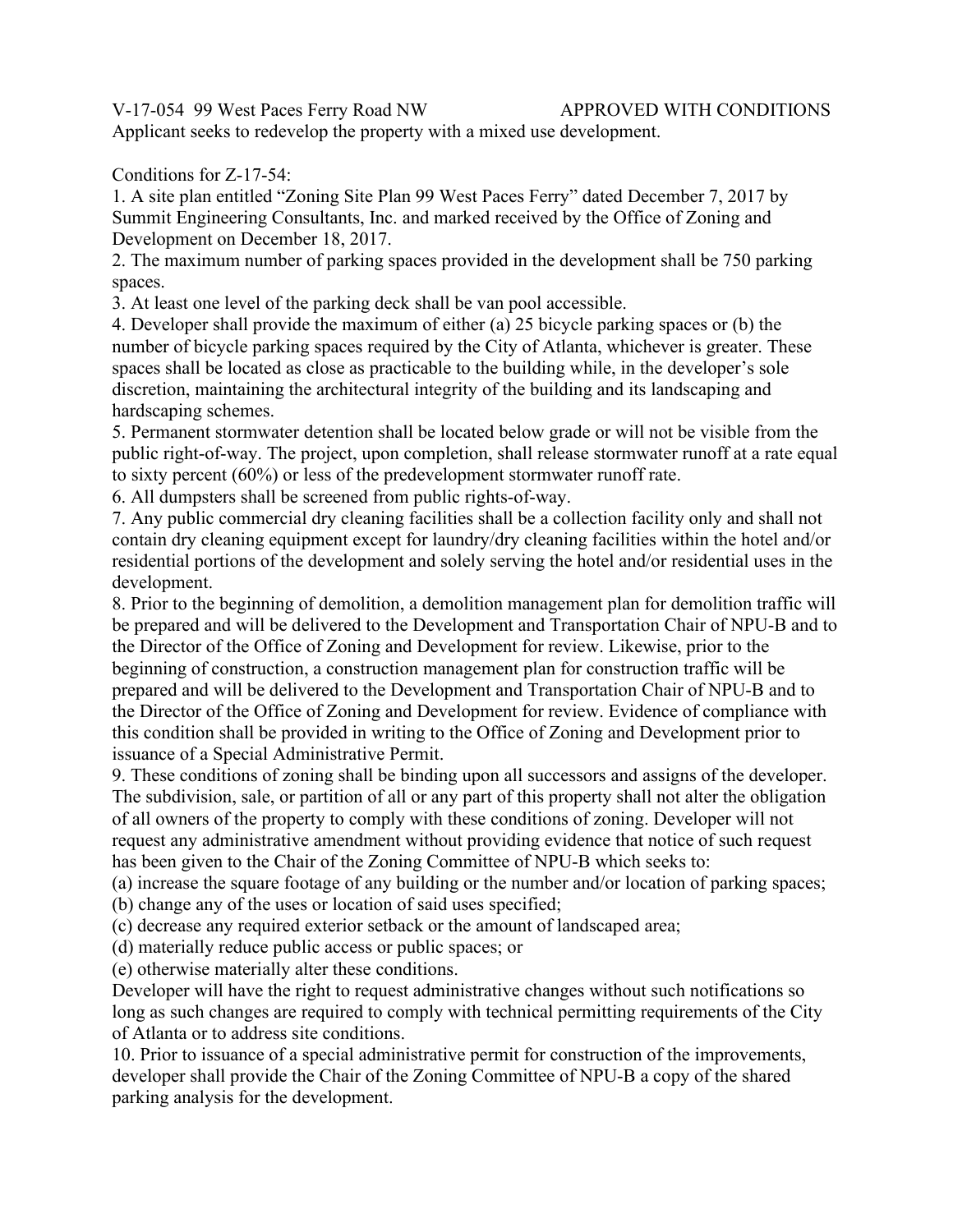V-17-054 99 West Paces Ferry Road NW APPROVED WITH CONDITIONS

Applicant seeks to redevelop the property with a mixed use development.

Conditions for Z-17-54:

1. A site plan entitled "Zoning Site Plan 99 West Paces Ferry" dated December 7, 2017 by Summit Engineering Consultants, Inc. and marked received by the Office of Zoning and Development on December 18, 2017.
2. The maximum number of parking spaces provided in the development shall be 750 parking spaces.
3. At least one level of the parking deck shall be van pool accessible.
4. Developer shall provide the maximum of either (a) 25 bicycle parking spaces or (b) the number of bicycle parking spaces required by the City of Atlanta, whichever is greater. These spaces shall be located as close as practicable to the building while, in the developer's sole discretion, maintaining the architectural integrity of the building and its landscaping and hardscaping schemes.
5. Permanent stormwater detention shall be located below grade or will not be visible from the public right-of-way. The project, upon completion, shall release stormwater runoff at a rate equal to sixty percent (60%) or less of the predevelopment stormwater runoff rate.
6. All dumpsters shall be screened from public rights-of-way.
7. Any public commercial dry cleaning facilities shall be a collection facility only and shall not contain dry cleaning equipment except for laundry/dry cleaning facilities within the hotel and/or residential portions of the development and solely serving the hotel and/or residential uses in the development.
8. Prior to the beginning of demolition, a demolition management plan for demolition traffic will be prepared and will be delivered to the Development and Transportation Chair of NPU-B and to the Director of the Office of Zoning and Development for review. Likewise, prior to the beginning of construction, a construction management plan for construction traffic will be prepared and will be delivered to the Development and Transportation Chair of NPU-B and to the Director of the Office of Zoning and Development for review. Evidence of compliance with this condition shall be provided in writing to the Office of Zoning and Development prior to issuance of a Special Administrative Permit.
9. These conditions of zoning shall be binding upon all successors and assigns of the developer. The subdivision, sale, or partition of all or any part of this property shall not alter the obligation of all owners of the property to comply with these conditions of zoning. Developer will not request any administrative amendment without providing evidence that notice of such request has been given to the Chair of the Zoning Committee of NPU-B which seeks to:
   (a) increase the square footage of any building or the number and/or location of parking spaces;
   (b) change any of the uses or location of said uses specified;
   (c) decrease any required exterior setback or the amount of landscaped area;
   (d) materially reduce public access or public spaces; or
   (e) otherwise materially alter these conditions.

   Developer will have the right to request administrative changes without such notifications so long as such changes are required to comply with technical permitting requirements of the City of Atlanta or to address site conditions.
10. Prior to issuance of a special administrative permit for construction of the improvements, developer shall provide the Chair of the Zoning Committee of NPU-B a copy of the shared parking analysis for the development.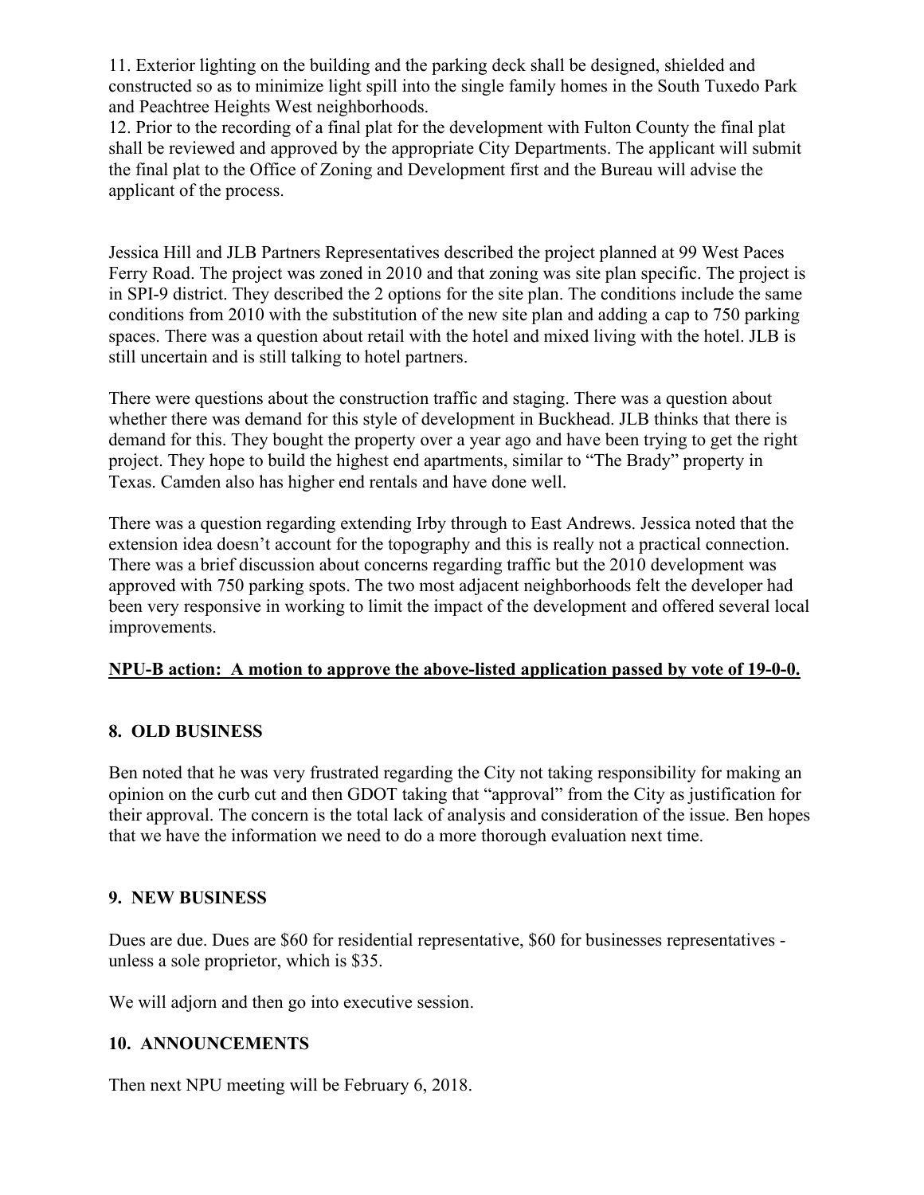11. Exterior lighting on the building and the parking deck shall be designed, shielded and constructed so as to minimize light spill into the single family homes in the South Tuxedo Park and Peachtree Heights West neighborhoods.
12. Prior to the recording of a final plat for the development with Fulton County the final plat shall be reviewed and approved by the appropriate City Departments. The applicant will submit the final plat to the Office of Zoning and Development first and the Bureau will advise the applicant of the process.

Jessica Hill and JLB Partners Representatives described the project planned at 99 West Paces Ferry Road. The project was zoned in 2010 and that zoning was site plan specific. The project is in SPI-9 district. They described the 2 options for the site plan. The conditions include the same conditions from 2010 with the substitution of the new site plan and adding a cap to 750 parking spaces. There was a question about retail with the hotel and mixed living with the hotel. JLB is still uncertain and is still talking to hotel partners.

There were questions about the construction traffic and staging. There was a question about whether there was demand for this style of development in Buckhead. JLB thinks that there is demand for this. They bought the property over a year ago and have been trying to get the right project. They hope to build the highest end apartments, similar to "The Brady" property in Texas. Camden also has higher end rentals and have done well.

There was a question regarding extending Irby through to East Andrews. Jessica noted that the extension idea doesn't account for the topography and this is really not a practical connection. There was a brief discussion about concerns regarding traffic but the 2010 development was approved with 750 parking spots. The two most adjacent neighborhoods felt the developer had been very responsive in working to limit the impact of the development and offered several local improvements.

**NPU-B action: A motion to approve the above-listed application passed by vote of 19-0-0.**

## 8. OLD BUSINESS

Ben noted that he was very frustrated regarding the City not taking responsibility for making an opinion on the curb cut and then GDOT taking that "approval" from the City as justification for their approval. The concern is the total lack of analysis and consideration of the issue. Ben hopes that we have the information we need to do a more thorough evaluation next time.

## 9. NEW BUSINESS

Dues are due. Dues are $60 for residential representative, $60 for businesses representatives - unless a sole proprietor, which is $35.

We will adjorn and then go into executive session.

## 10. ANNOUNCEMENTS

Then next NPU meeting will be February 6, 2018.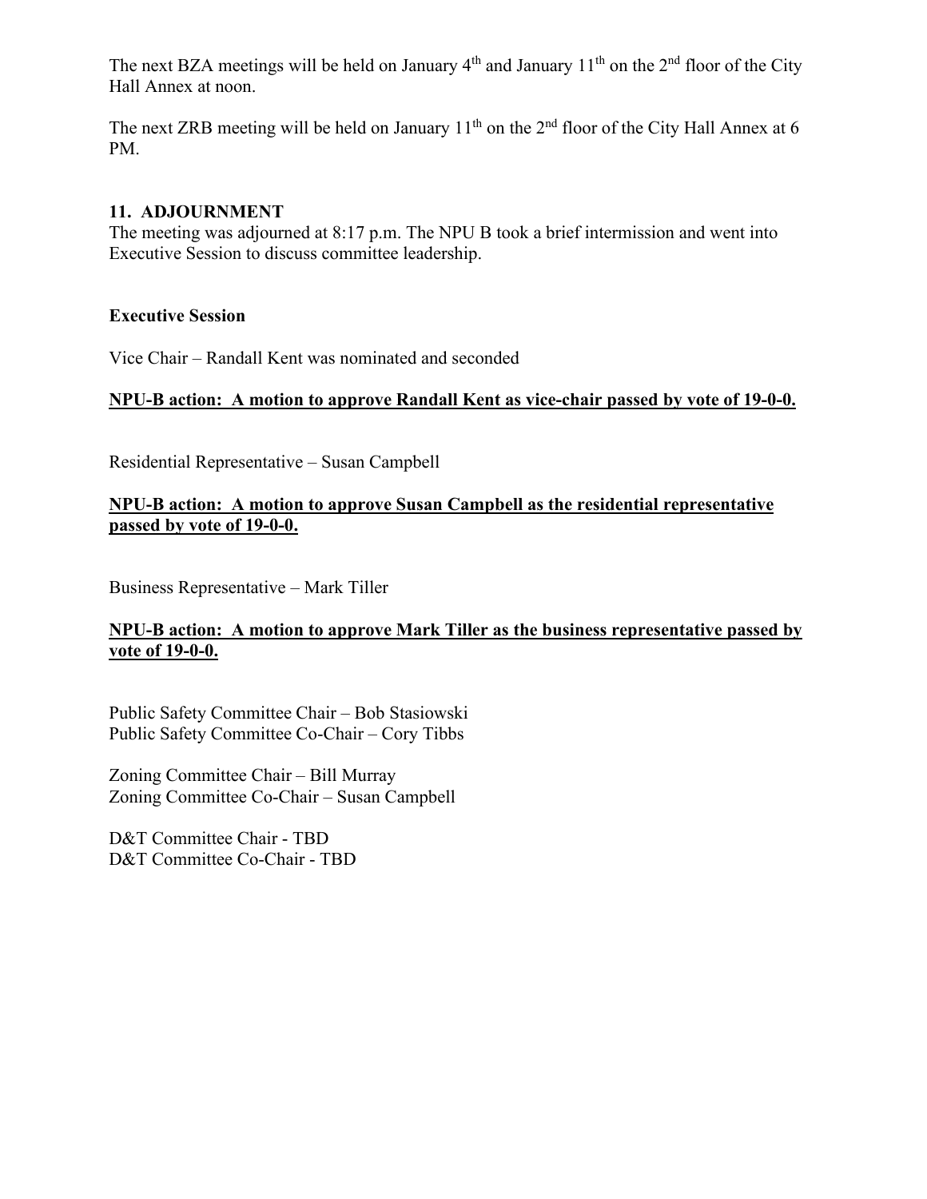The next BZA meetings will be held on January 4th and January 11th on the 2nd floor of the City Hall Annex at noon.

The next ZRB meeting will be held on January 11th on the 2nd floor of the City Hall Annex at 6 PM.

**11. ADJOURNMENT**

The meeting was adjourned at 8:17 p.m. The NPU B took a brief intermission and went into Executive Session to discuss committee leadership.

**Executive Session**

Vice Chair – Randall Kent was nominated and seconded

<u>**NPU-B action: A motion to approve Randall Kent as vice-chair passed by vote of 19-0-0.**</u>

Residential Representative – Susan Campbell

<u>**NPU-B action: A motion to approve Susan Campbell as the residential representative passed by vote of 19-0-0.**</u>

Business Representative – Mark Tiller

<u>**NPU-B action: A motion to approve Mark Tiller as the business representative passed by vote of 19-0-0.**</u>

Public Safety Committee Chair – Bob Stasiowski
Public Safety Committee Co-Chair – Cory Tibbs

Zoning Committee Chair – Bill Murray
Zoning Committee Co-Chair – Susan Campbell

D&T Committee Chair - TBD
D&T Committee Co-Chair - TBD